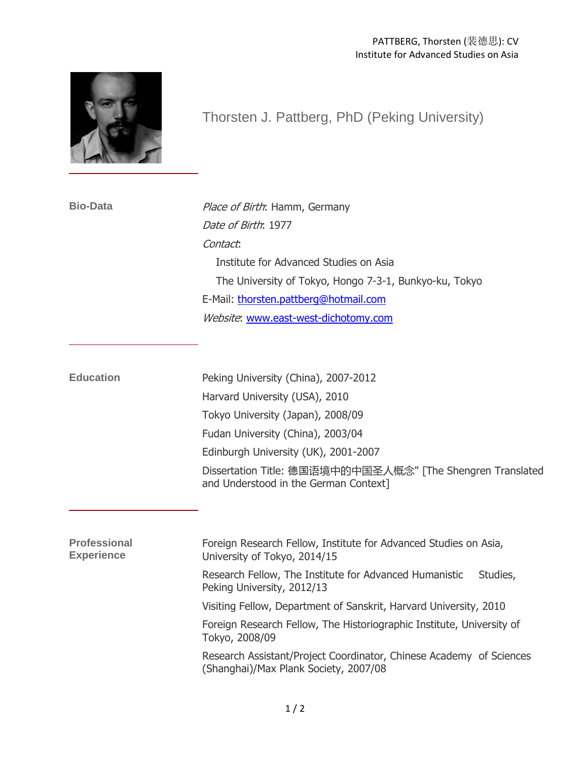# Thorsten J. Pattberg, PhD (Peking University)

## Bio-Data

*Place of Birth*: Hamm, Germany

*Date of Birth*: 1977

*Contact*:

Institute for Advanced Studies on Asia

The University of Tokyo, Hongo 7-3-1, Bunkyo-ku, Tokyo

E-Mail: thorsten.pattberg@hotmail.com

*Website*: www.east-west-dichotomy.com

## Education

Peking University (China), 2007-2012

Harvard University (USA), 2010

Tokyo University (Japan), 2008/09

Fudan University (China), 2003/04

Edinburgh University (UK), 2001-2007

Dissertation Title: 德国语境中的中国圣人概念" [The Shengren Translated and Understood in the German Context]

## Professional Experience

Foreign Research Fellow, Institute for Advanced Studies on Asia, University of Tokyo, 2014/15

Research Fellow, The Institute for Advanced Humanistic Studies, Peking University, 2012/13

Visiting Fellow, Department of Sanskrit, Harvard University, 2010

Foreign Research Fellow, The Historiographic Institute, University of Tokyo, 2008/09

Research Assistant/Project Coordinator, Chinese Academy of Sciences (Shanghai)/Max Plank Society, 2007/08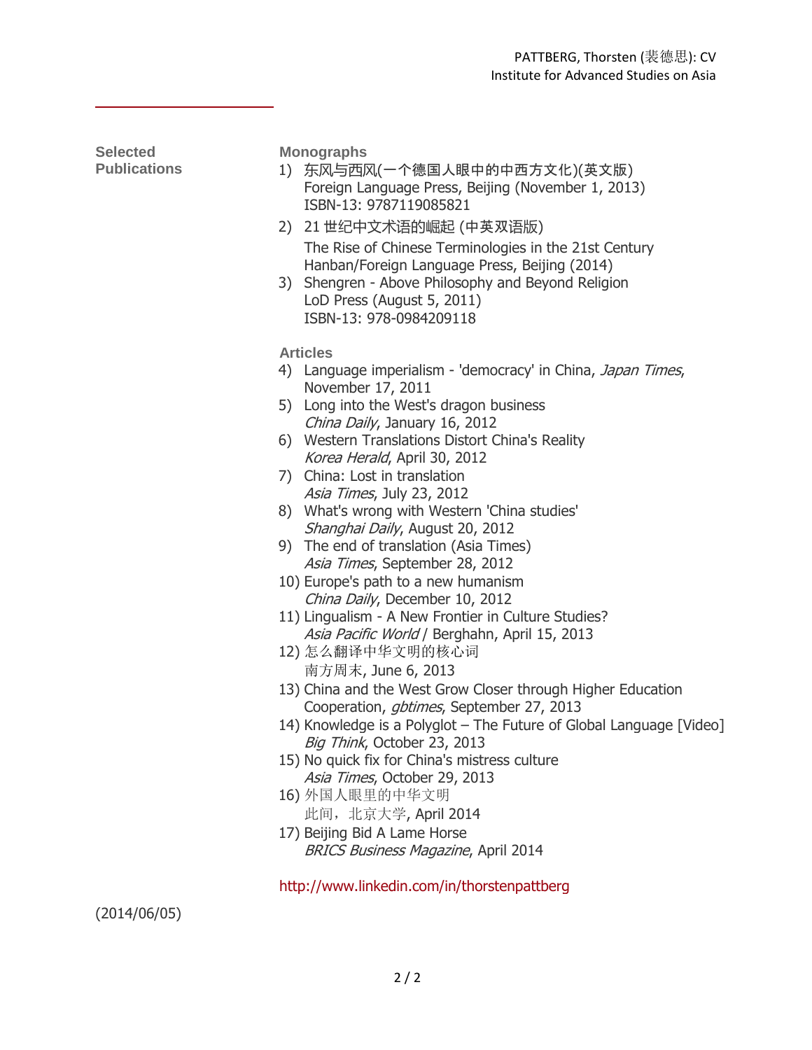## Selected Publications

### Monographs

1) 东风与西风(一个德国人眼中的中西方文化)(英文版)
   Foreign Language Press, Beijing (November 1, 2013)
   ISBN-13: 9787119085821
2) 21 世纪中文术语的崛起 (中英双语版)
   The Rise of Chinese Terminologies in the 21st Century
   Hanban/Foreign Language Press, Beijing (2014)
3) Shengren - Above Philosophy and Beyond Religion
   LoD Press (August 5, 2011)
   ISBN-13: 978-0984209118

### Articles

4) Language imperialism - 'democracy' in China, *Japan Times*, November 17, 2011
5) Long into the West's dragon business
   *China Daily*, January 16, 2012
6) Western Translations Distort China's Reality
   *Korea Herald*, April 30, 2012
7) China: Lost in translation
   *Asia Times*, July 23, 2012
8) What's wrong with Western 'China studies'
   *Shanghai Daily*, August 20, 2012
9) The end of translation (Asia Times)
   *Asia Times*, September 28, 2012
10) Europe's path to a new humanism
    *China Daily*, December 10, 2012
11) Lingualism - A New Frontier in Culture Studies?
    *Asia Pacific World* / Berghahn, April 15, 2013
12) 怎么翻译中华文明的核心词
    南方周末, June 6, 2013
13) China and the West Grow Closer through Higher Education Cooperation, *gbtimes*, September 27, 2013
14) Knowledge is a Polyglot – The Future of Global Language [Video]
    *Big Think*, October 23, 2013
15) No quick fix for China's mistress culture
    *Asia Times*, October 29, 2013
16) 外国人眼里的中华文明
    此间，北京大学, April 2014
17) Beijing Bid A Lame Horse
    *BRICS Business Magazine*, April 2014

http://www.linkedin.com/in/thorstenpattberg

(2014/06/05)